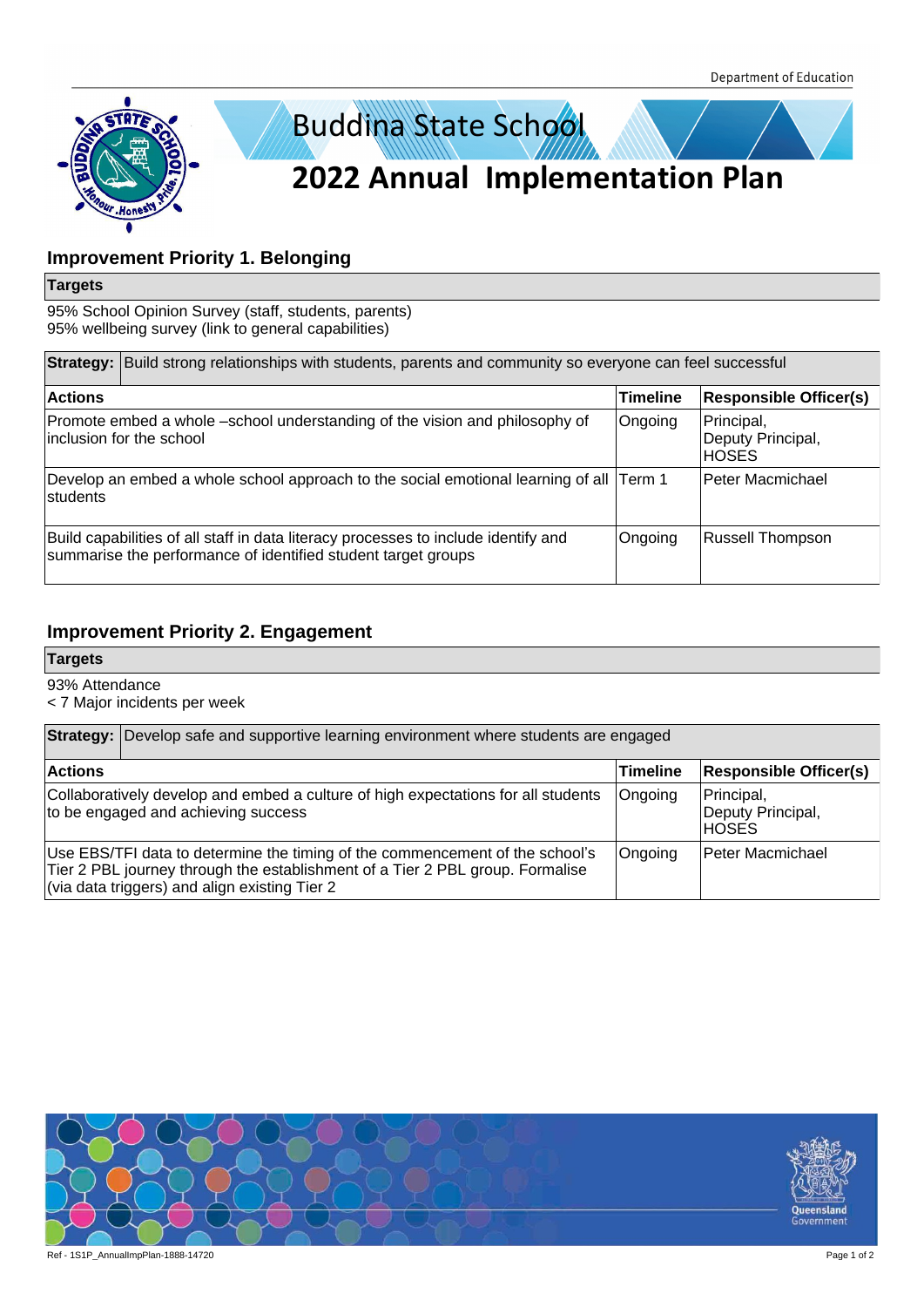# Buddina State School

# 2022 Annual Implementation Plan

## Improvement Priority 1. Belonging

**Targets**

95% School Opinion Survey (staff, students, parents)
95% wellbeing survey (link to general capabilities)

**Strategy:** Build strong relationships with students, parents and community so everyone can feel successful

| Actions | Timeline | Responsible Officer(s) |
|---|---|---|
| Promote embed a whole –school understanding of the vision and philosophy of inclusion for the school | Ongoing | Principal, Deputy Principal, HOSES |
| Develop an embed a whole school approach to the social emotional learning of all students | Term 1 | Peter Macmichael |
| Build capabilities of all staff in data literacy processes to include identify and summarise the performance of identified student target groups | Ongoing | Russell Thompson |

## Improvement Priority 2. Engagement

**Targets**

93% Attendance
< 7 Major incidents per week

**Strategy:** Develop safe and supportive learning environment where students are engaged

| Actions | Timeline | Responsible Officer(s) |
|---|---|---|
| Collaboratively develop and embed a culture of high expectations for all students to be engaged and achieving success | Ongoing | Principal, Deputy Principal, HOSES |
| Use EBS/TFI data to determine the timing of the commencement of the school's Tier 2 PBL journey through the establishment of a Tier 2 PBL group. Formalise (via data triggers) and align existing Tier 2 | Ongoing | Peter Macmichael |

Ref - 1S1P_AnnualImpPlan-1888-14720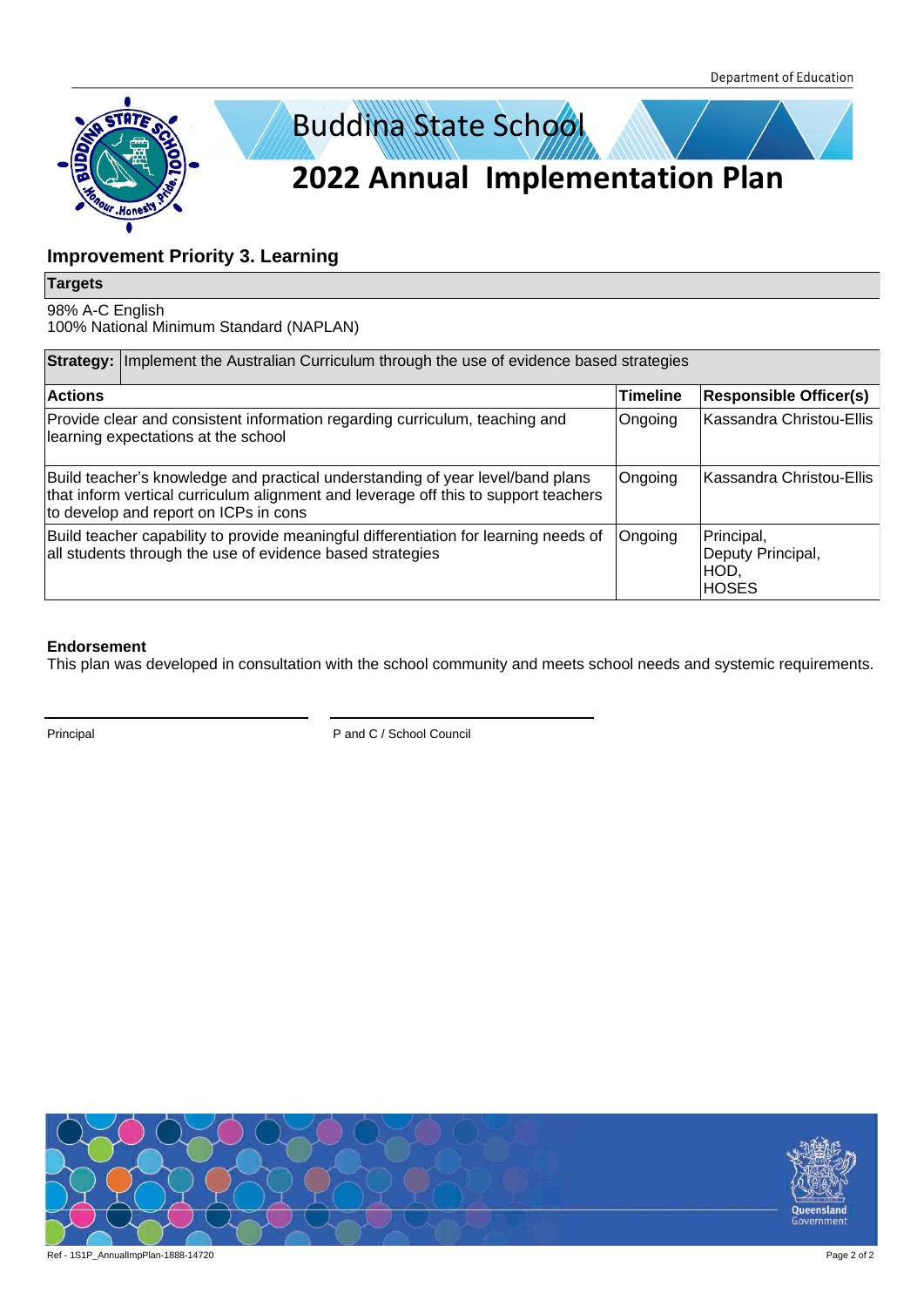# Buddina State School

## 2022 Annual Implementation Plan

### Improvement Priority 3. Learning

**Targets**

98% A-C English
100% National Minimum Standard (NAPLAN)

**Strategy:** Implement the Australian Curriculum through the use of evidence based strategies

| Actions | Timeline | Responsible Officer(s) |
|---|---|---|
| Provide clear and consistent information regarding curriculum, teaching and learning expectations at the school | Ongoing | Kassandra Christou-Ellis |
| Build teacher's knowledge and practical understanding of year level/band plans that inform vertical curriculum alignment and leverage off this to support teachers to develop and report on ICPs in cons | Ongoing | Kassandra Christou-Ellis |
| Build teacher capability to provide meaningful differentiation for learning needs of all students through the use of evidence based strategies | Ongoing | Principal, Deputy Principal, HOD, HOSES |

**Endorsement**

This plan was developed in consultation with the school community and meets school needs and systemic requirements.

Principal

P and C / School Council

Ref - 1S1P_AnnualImpPlan-1888-14720